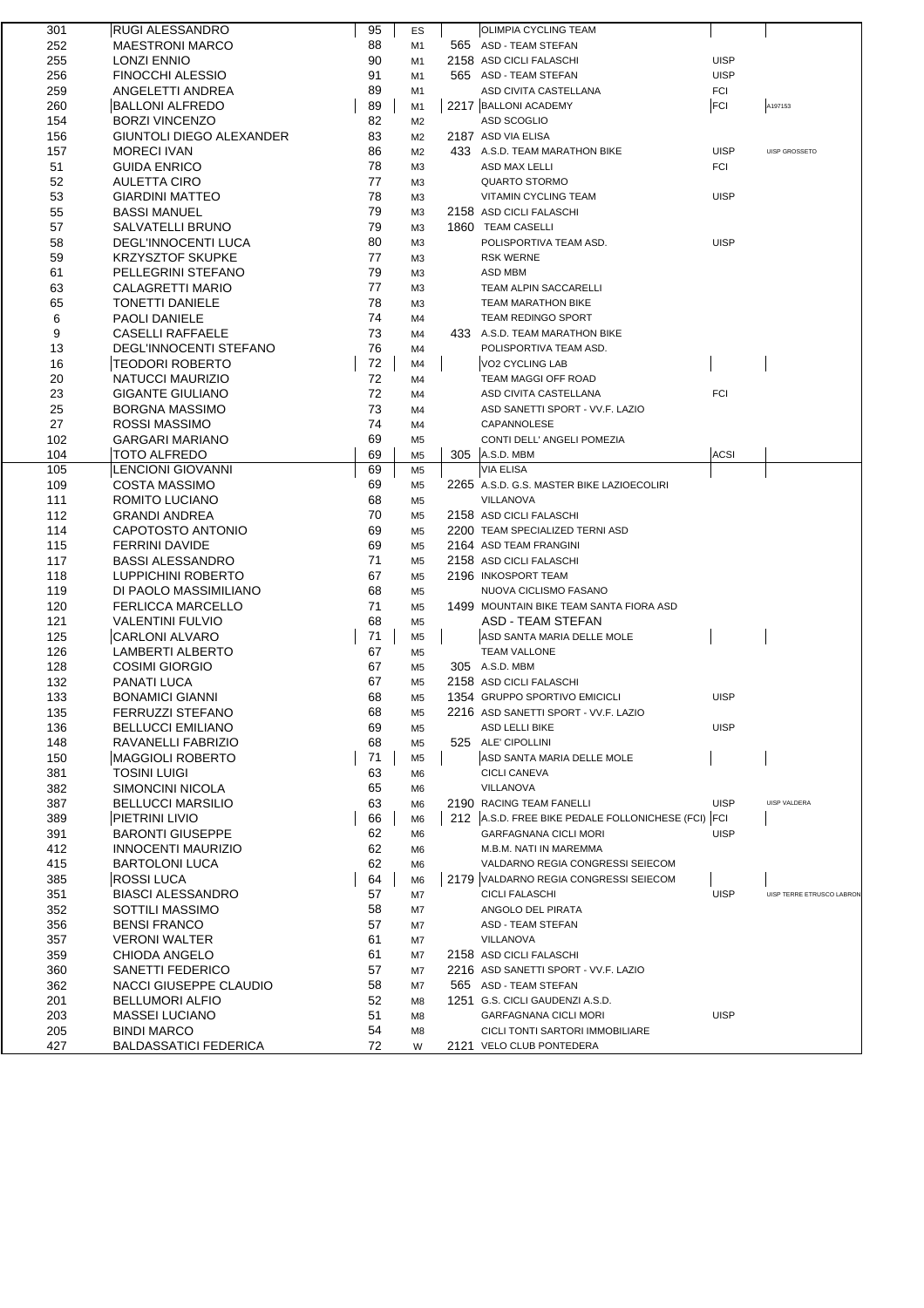| | | | | | | | |
|---|---|---|---|---|---|---|---|
| 301 | RUGI ALESSANDRO | 95 | ES | | OLIMPIA CYCLING TEAM | | |
| 252 | MAESTRONI MARCO | 88 | M1 | 565 | ASD - TEAM STEFAN | | |
| 255 | LONZI ENNIO | 90 | M1 | 2158 | ASD CICLI FALASCHI | UISP | |
| 256 | FINOCCHI ALESSIO | 91 | M1 | 565 | ASD - TEAM STEFAN | UISP | |
| 259 | ANGELETTI ANDREA | 89 | M1 | | ASD CIVITA CASTELLANA | FCI | |
| 260 | BALLONI ALFREDO | 89 | M1 | 2217 | BALLONI ACADEMY | FCI | A197153 |
| 154 | BORZI VINCENZO | 82 | M2 | | ASD SCOGLIO | | |
| 156 | GIUNTOLI DIEGO ALEXANDER | 83 | M2 | 2187 | ASD VIA ELISA | | |
| 157 | MORECI IVAN | 86 | M2 | 433 | A.S.D. TEAM MARATHON BIKE | UISP | UISP GROSSETO |
| 51 | GUIDA ENRICO | 78 | M3 | | ASD MAX LELLI | FCI | |
| 52 | AULETTA CIRO | 77 | M3 | | QUARTO STORMO | | |
| 53 | GIARDINI MATTEO | 78 | M3 | | VITAMIN CYCLING TEAM | UISP | |
| 55 | BASSI MANUEL | 79 | M3 | 2158 | ASD CICLI FALASCHI | | |
| 57 | SALVATELLI BRUNO | 79 | M3 | 1860 | TEAM CASELLI | | |
| 58 | DEGL'INNOCENTI LUCA | 80 | M3 | | POLISPORTIVA TEAM ASD. | UISP | |
| 59 | KRZYSZTOF SKUPKE | 77 | M3 | | RSK WERNE | | |
| 61 | PELLEGRINI STEFANO | 79 | M3 | | ASD MBM | | |
| 63 | CALAGRETTI MARIO | 77 | M3 | | TEAM ALPIN SACCARELLI | | |
| 65 | TONETTI DANIELE | 78 | M3 | | TEAM MARATHON BIKE | | |
| 6 | PAOLI DANIELE | 74 | M4 | | TEAM REDINGO SPORT | | |
| 9 | CASELLI RAFFAELE | 73 | M4 | 433 | A.S.D. TEAM MARATHON BIKE | | |
| 13 | DEGL'INNOCENTI STEFANO | 76 | M4 | | POLISPORTIVA TEAM ASD. | | |
| 16 | TEODORI ROBERTO | 72 | M4 | | VO2 CYCLING LAB | | |
| 20 | NATUCCI MAURIZIO | 72 | M4 | | TEAM MAGGI OFF ROAD | | |
| 23 | GIGANTE GIULIANO | 72 | M4 | | ASD CIVITA CASTELLANA | FCI | |
| 25 | BORGNA MASSIMO | 73 | M4 | | ASD SANETTI SPORT - VV.F. LAZIO | | |
| 27 | ROSSI MASSIMO | 74 | M4 | | CAPANNOLESE | | |
| 102 | GARGARI MARIANO | 69 | M5 | | CONTI DELL' ANGELI POMEZIA | | |
| 104 | TOTO ALFREDO | 69 | M5 | 305 | A.S.D. MBM | ACSI | |
| 105 | LENCIONI GIOVANNI | 69 | M5 | | VIA ELISA | | |
| 109 | COSTA MASSIMO | 69 | M5 | 2265 | A.S.D. G.S. MASTER BIKE LAZIOECOLIRI | | |
| 111 | ROMITO LUCIANO | 68 | M5 | | VILLANOVA | | |
| 112 | GRANDI ANDREA | 70 | M5 | 2158 | ASD CICLI FALASCHI | | |
| 114 | CAPOTOSTO ANTONIO | 69 | M5 | 2200 | TEAM SPECIALIZED TERNI ASD | | |
| 115 | FERRINI DAVIDE | 69 | M5 | 2164 | ASD TEAM FRANGINI | | |
| 117 | BASSI ALESSANDRO | 71 | M5 | 2158 | ASD CICLI FALASCHI | | |
| 118 | LUPPICHINI ROBERTO | 67 | M5 | 2196 | INKOSPORT TEAM | | |
| 119 | DI PAOLO MASSIMILIANO | 68 | M5 | | NUOVA CICLISMO FASANO | | |
| 120 | FERLICCA MARCELLO | 71 | M5 | 1499 | MOUNTAIN BIKE TEAM SANTA FIORA ASD | | |
| 121 | VALENTINI FULVIO | 68 | M5 | | ASD - TEAM STEFAN | | |
| 125 | CARLONI ALVARO | 71 | M5 | | ASD SANTA MARIA DELLE MOLE | | |
| 126 | LAMBERTI ALBERTO | 67 | M5 | | TEAM VALLONE | | |
| 128 | COSIMI GIORGIO | 67 | M5 | 305 | A.S.D. MBM | | |
| 132 | PANATI LUCA | 67 | M5 | 2158 | ASD CICLI FALASCHI | | |
| 133 | BONAMICI GIANNI | 68 | M5 | 1354 | GRUPPO SPORTIVO EMICICLI | UISP | |
| 135 | FERRUZZI STEFANO | 68 | M5 | 2216 | ASD SANETTI SPORT - VV.F. LAZIO | | |
| 136 | BELLUCCI EMILIANO | 69 | M5 | | ASD LELLI BIKE | UISP | |
| 148 | RAVANELLI FABRIZIO | 68 | M5 | 525 | ALE' CIPOLLINI | | |
| 150 | MAGGIOLI ROBERTO | 71 | M5 | | ASD SANTA MARIA DELLE MOLE | | |
| 381 | TOSINI LUIGI | 63 | M6 | | CICLI CANEVA | | |
| 382 | SIMONCINI NICOLA | 65 | M6 | | VILLANOVA | | |
| 387 | BELLUCCI MARSILIO | 63 | M6 | 2190 | RACING TEAM FANELLI | UISP | UISP VALDERA |
| 389 | PIETRINI LIVIO | 66 | M6 | 212 | A.S.D. FREE BIKE PEDALE FOLLONICHESE (FCI) | FCI | |
| 391 | BARONTI GIUSEPPE | 62 | M6 | | GARFAGNANA CICLI MORI | UISP | |
| 412 | INNOCENTI MAURIZIO | 62 | M6 | | M.B.M. NATI IN MAREMMA | | |
| 415 | BARTOLONI LUCA | 62 | M6 | | VALDARNO REGIA CONGRESSI SEIECOM | | |
| 385 | ROSSI LUCA | 64 | M6 | 2179 | VALDARNO REGIA CONGRESSI SEIECOM | | |
| 351 | BIASCI ALESSANDRO | 57 | M7 | | CICLI FALASCHI | UISP | UISP TERRE ETRUSCO LABRON |
| 352 | SOTTILI MASSIMO | 58 | M7 | | ANGOLO DEL PIRATA | | |
| 356 | BENSI FRANCO | 57 | M7 | | ASD - TEAM STEFAN | | |
| 357 | VERONI WALTER | 61 | M7 | | VILLANOVA | | |
| 359 | CHIODA ANGELO | 61 | M7 | 2158 | ASD CICLI FALASCHI | | |
| 360 | SANETTI FEDERICO | 57 | M7 | 2216 | ASD SANETTI SPORT - VV.F. LAZIO | | |
| 362 | NACCI GIUSEPPE CLAUDIO | 58 | M7 | 565 | ASD - TEAM STEFAN | | |
| 201 | BELLUMORI ALFIO | 52 | M8 | 1251 | G.S. CICLI GAUDENZI A.S.D. | | |
| 203 | MASSEI LUCIANO | 51 | M8 | | GARFAGNANA CICLI MORI | UISP | |
| 205 | BINDI MARCO | 54 | M8 | | CICLI TONTI SARTORI IMMOBILIARE | | |
| 427 | BALDASSATICI FEDERICA | 72 | W | 2121 | VELO CLUB PONTEDERA | | |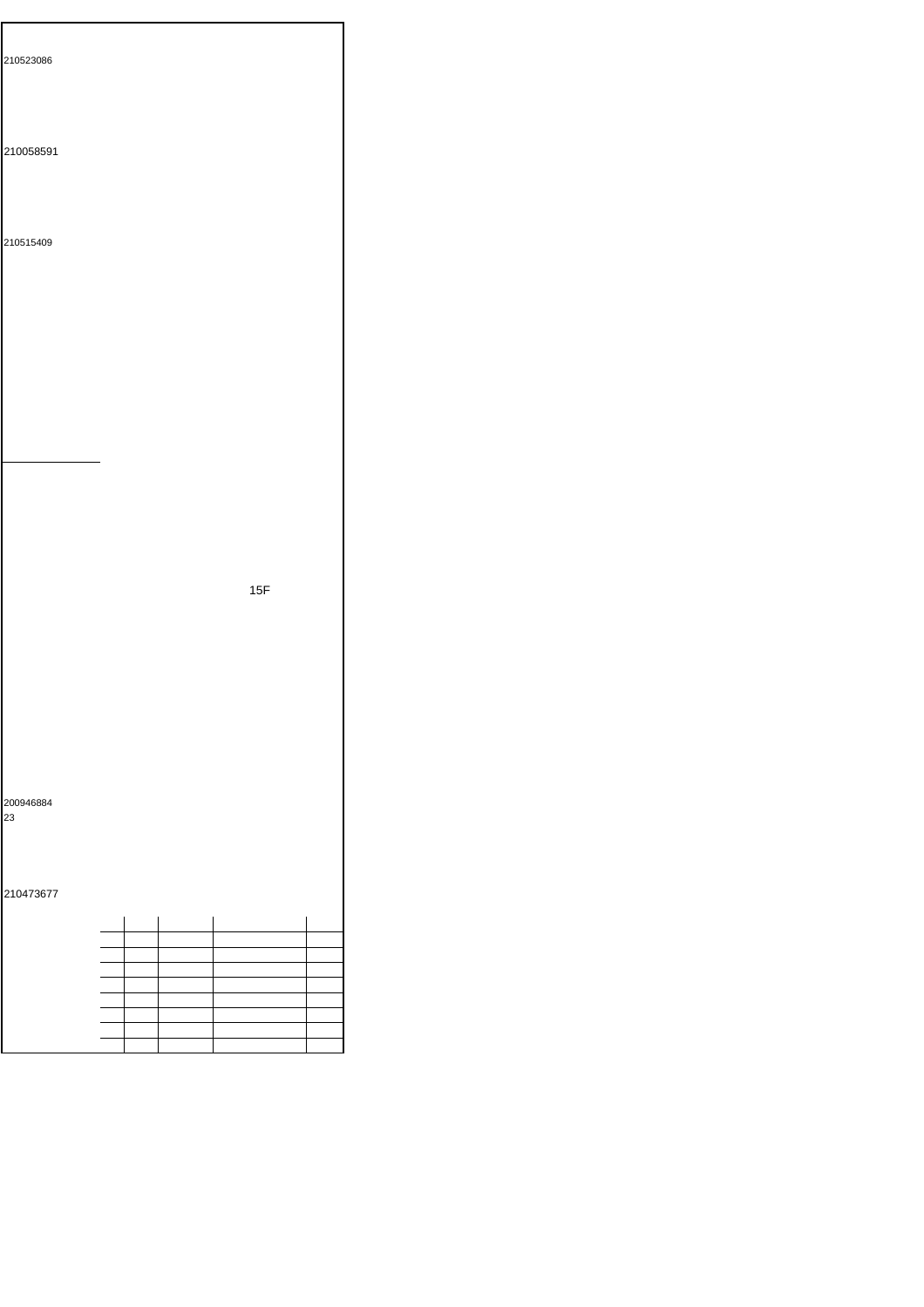210523086

210058591

210515409

15F

200946884
23

210473677

| | | | | |
|---|---|---|---|---|
| | | | | |
| | | | | |
| | | | | |
| | | | | |
| | | | | |
| | | | | |
| | | | | |
| | | | | |